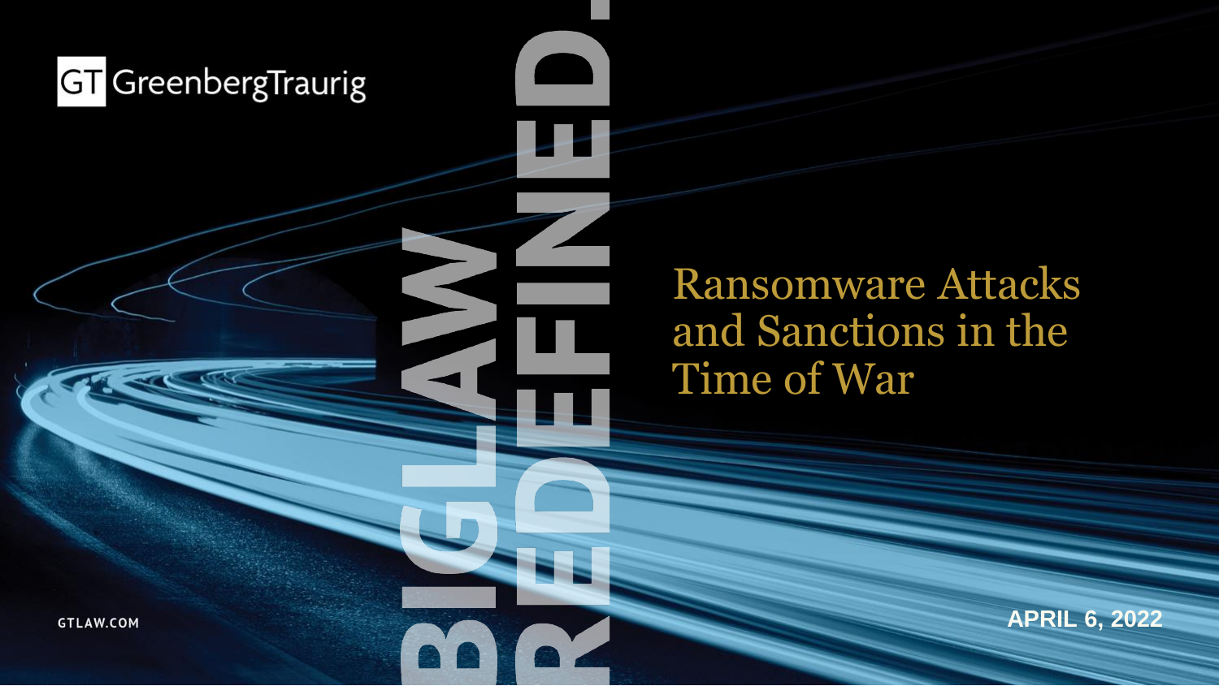GreenbergTraurig

BIGLAW REDEFINED.

# Ransomware Attacks and Sanctions in the Time of War

GTLAW.COM

APRIL 6, 2022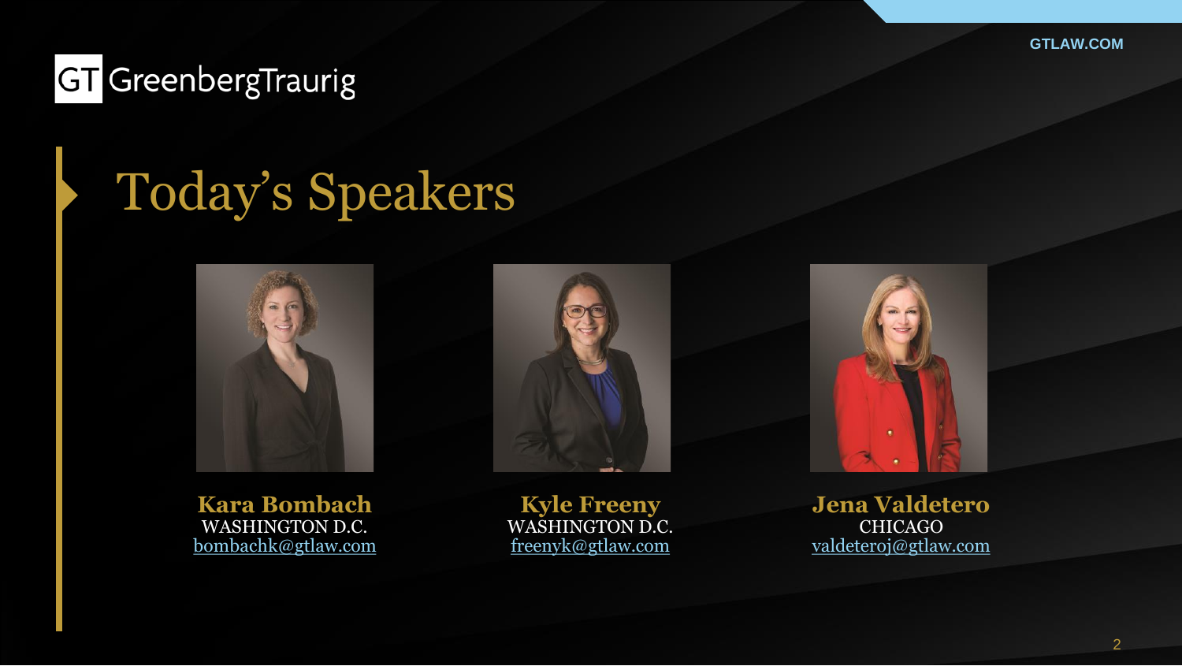# Today's Speakers

**Kara Bombach**
WASHINGTON D.C.
bombachk@gtlaw.com

**Kyle Freeny**
WASHINGTON D.C.
freenyk@gtlaw.com

**Jena Valdetero**
CHICAGO
valdeteroj@gtlaw.com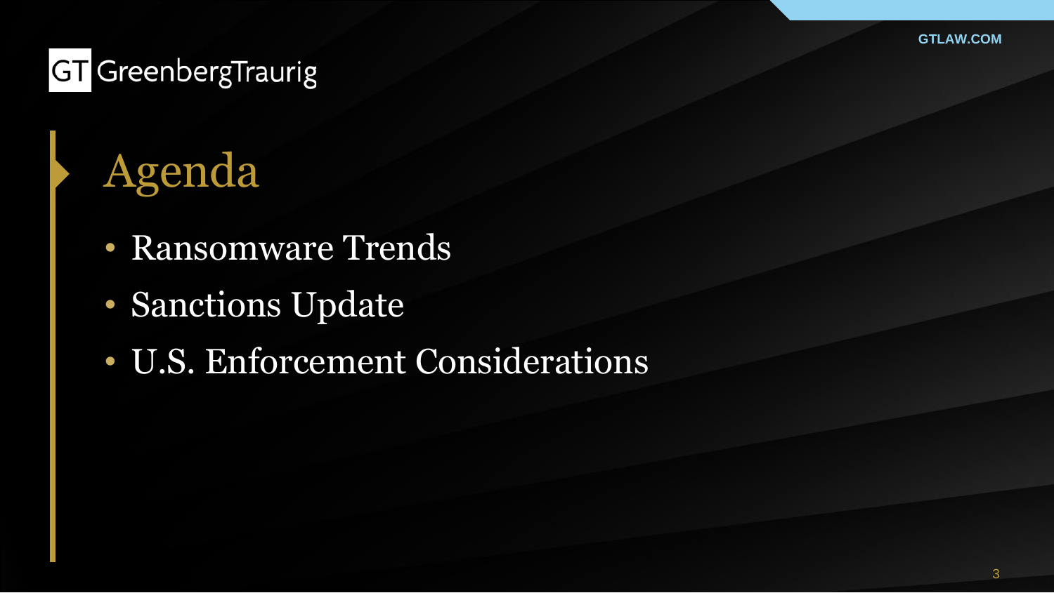# Agenda

- Ransomware Trends
- Sanctions Update
- U.S. Enforcement Considerations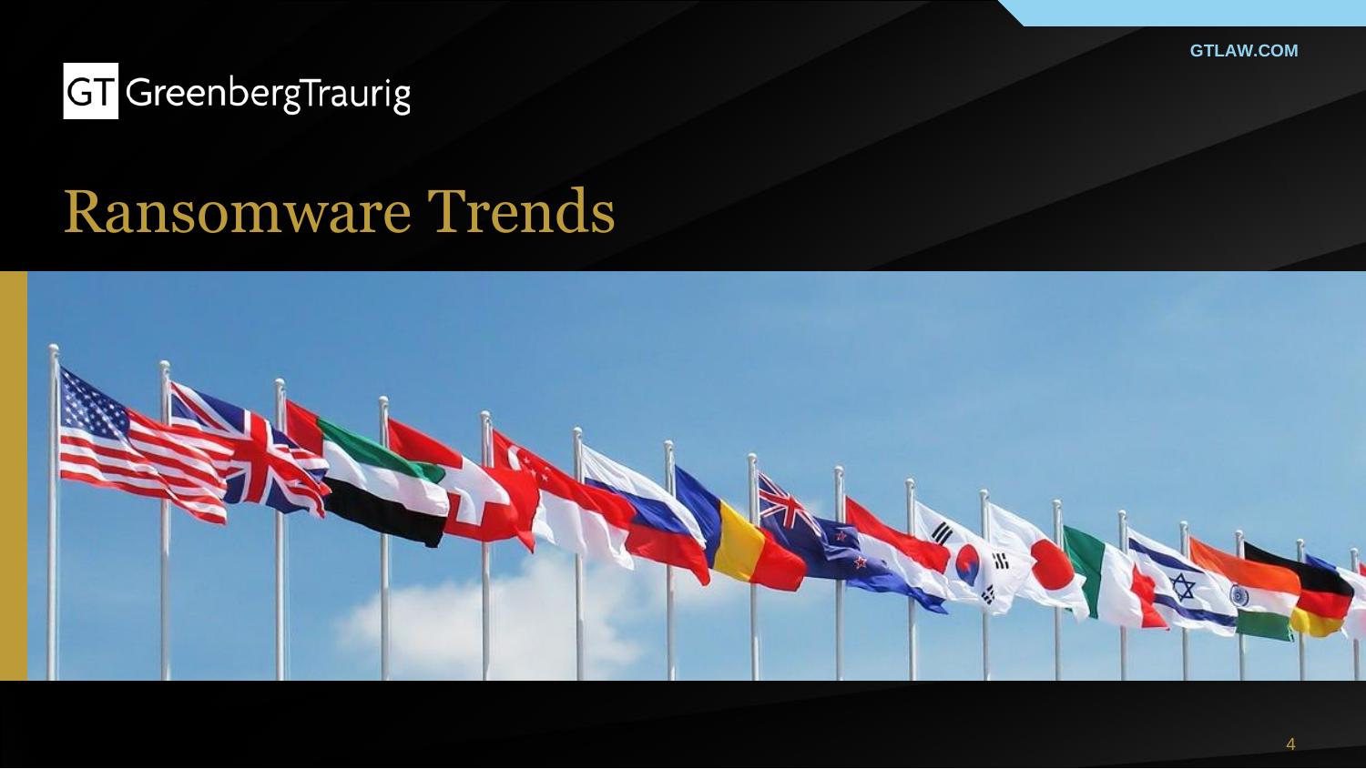# Ransomware Trends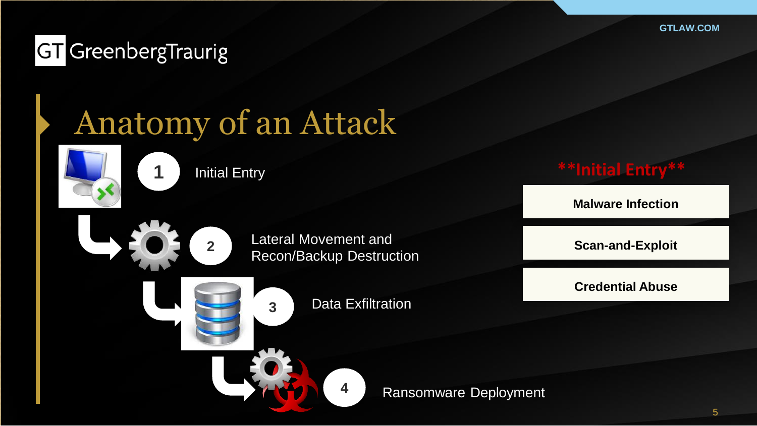# Anatomy of an Attack

1. Initial Entry
2. Lateral Movement and Recon/Backup Destruction
3. Data Exfiltration
4. Ransomware Deployment

**\*\*Initial Entry\*\***

- **Malware Infection**
- **Scan-and-Exploit**
- **Credential Abuse**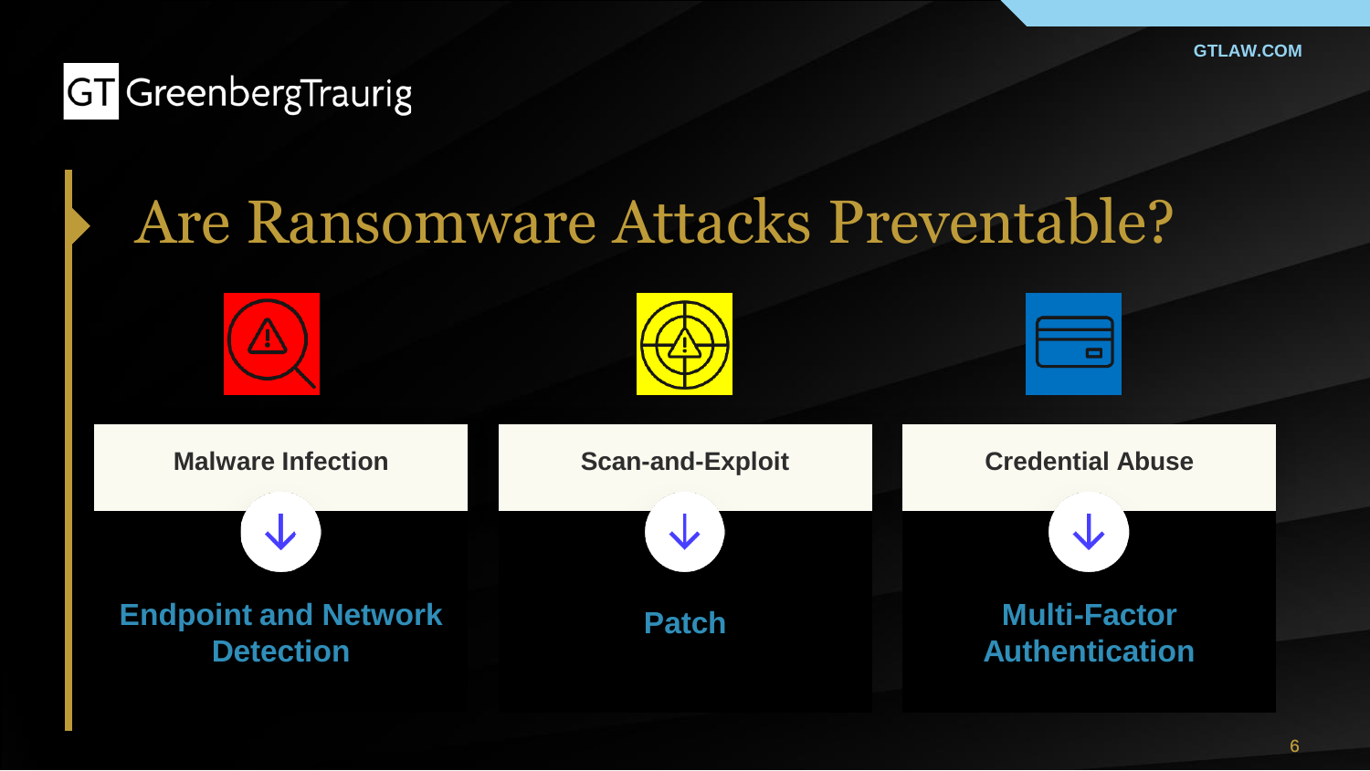# Are Ransomware Attacks Preventable?

| Malware Infection | Scan-and-Exploit | Credential Abuse |
| --- | --- | --- |
| ↓ | ↓ | ↓ |
| **Endpoint and Network Detection** | **Patch** | **Multi-Factor Authentication** |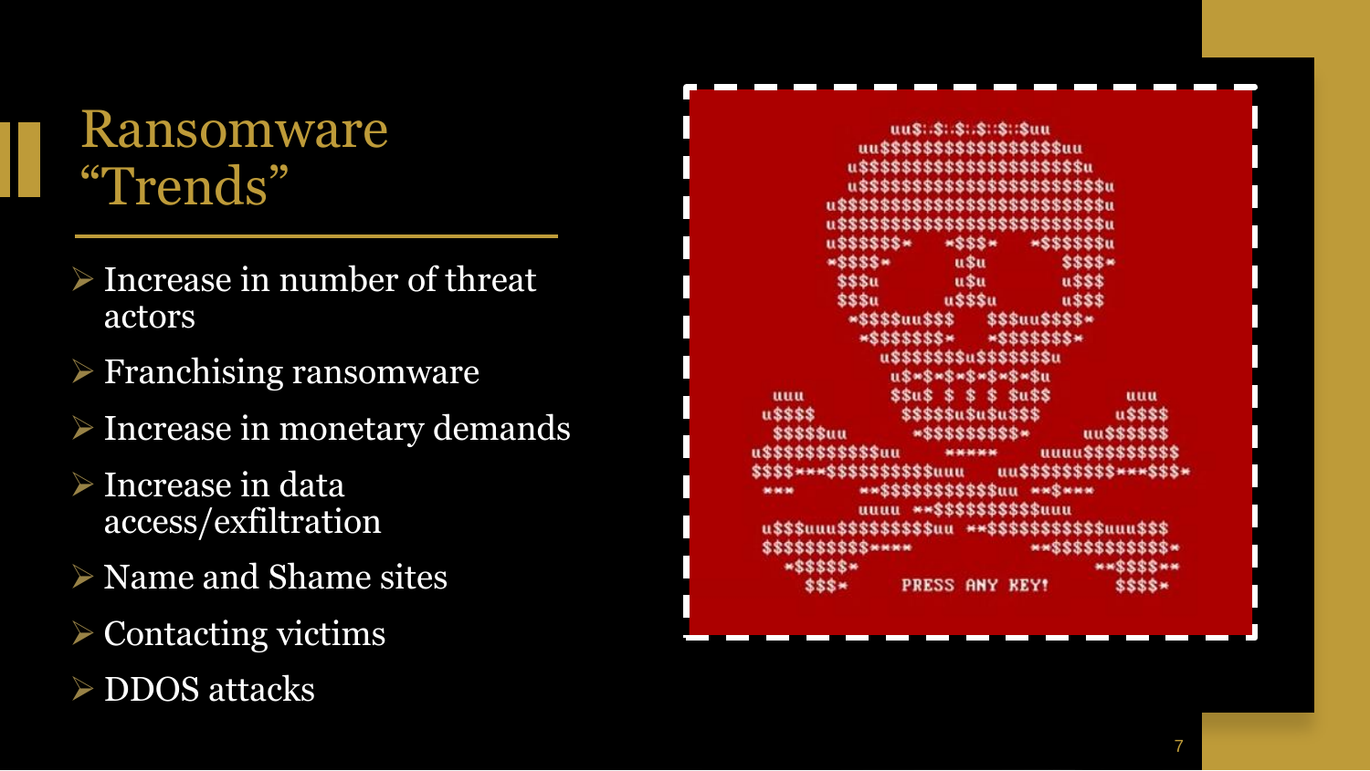# Ransomware "Trends"

- Increase in number of threat actors
- Franchising ransomware
- Increase in monetary demands
- Increase in data access/exfiltration
- Name and Shame sites
- Contacting victims
- DDOS attacks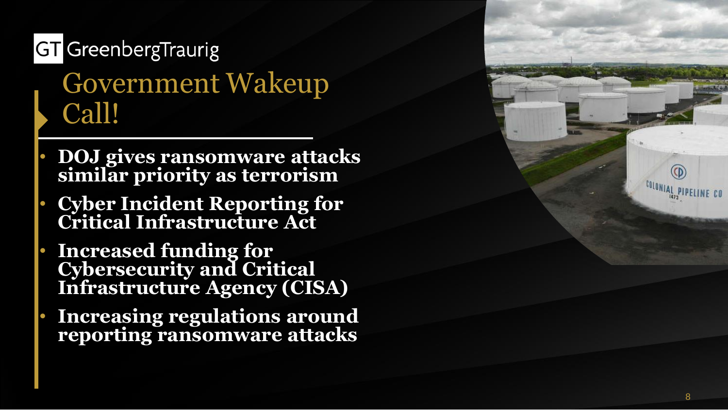GreenbergTraurig

# Government Wakeup Call!

- **DOJ gives ransomware attacks similar priority as terrorism**
- **Cyber Incident Reporting for Critical Infrastructure Act**
- **Increased funding for Cybersecurity and Critical Infrastructure Agency (CISA)**
- **Increasing regulations around reporting ransomware attacks**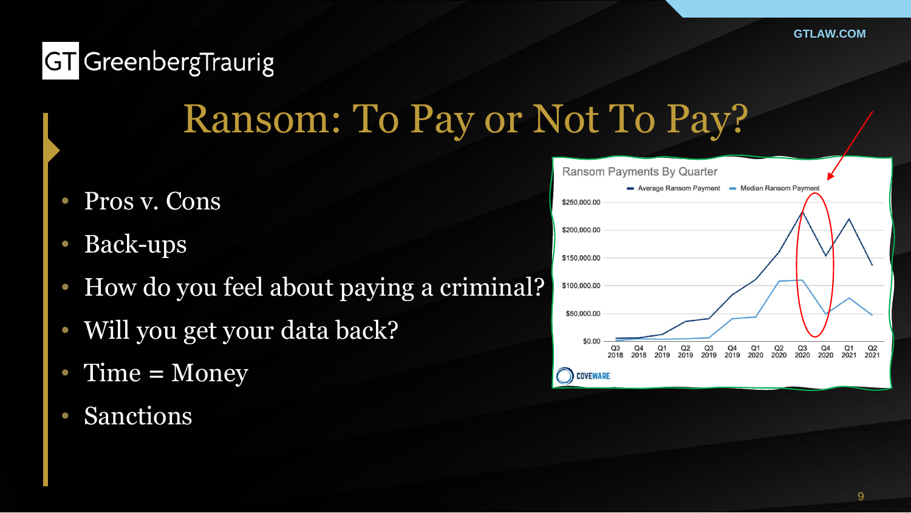# Ransom: To Pay or Not To Pay?

- Pros v. Cons
- Back-ups
- How do you feel about paying a criminal?
- Will you get your data back?
- Time = Money
- Sanctions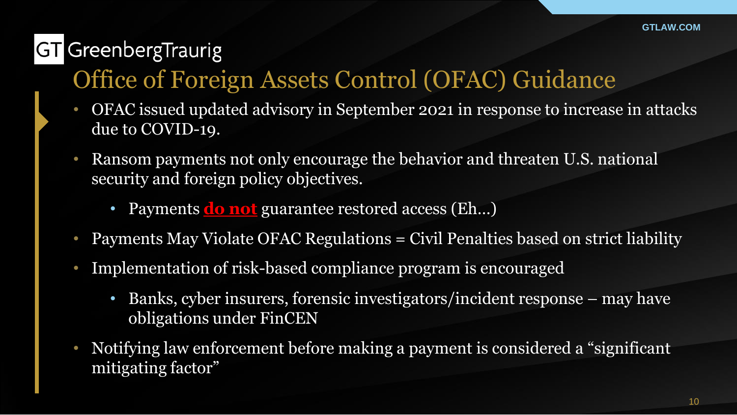# Office of Foreign Assets Control (OFAC) Guidance

- OFAC issued updated advisory in September 2021 in response to increase in attacks due to COVID-19.
- Ransom payments not only encourage the behavior and threaten U.S. national security and foreign policy objectives.
  - Payments **do not** guarantee restored access (Eh…)
- Payments May Violate OFAC Regulations = Civil Penalties based on strict liability
- Implementation of risk-based compliance program is encouraged
  - Banks, cyber insurers, forensic investigators/incident response – may have obligations under FinCEN
- Notifying law enforcement before making a payment is considered a "significant mitigating factor"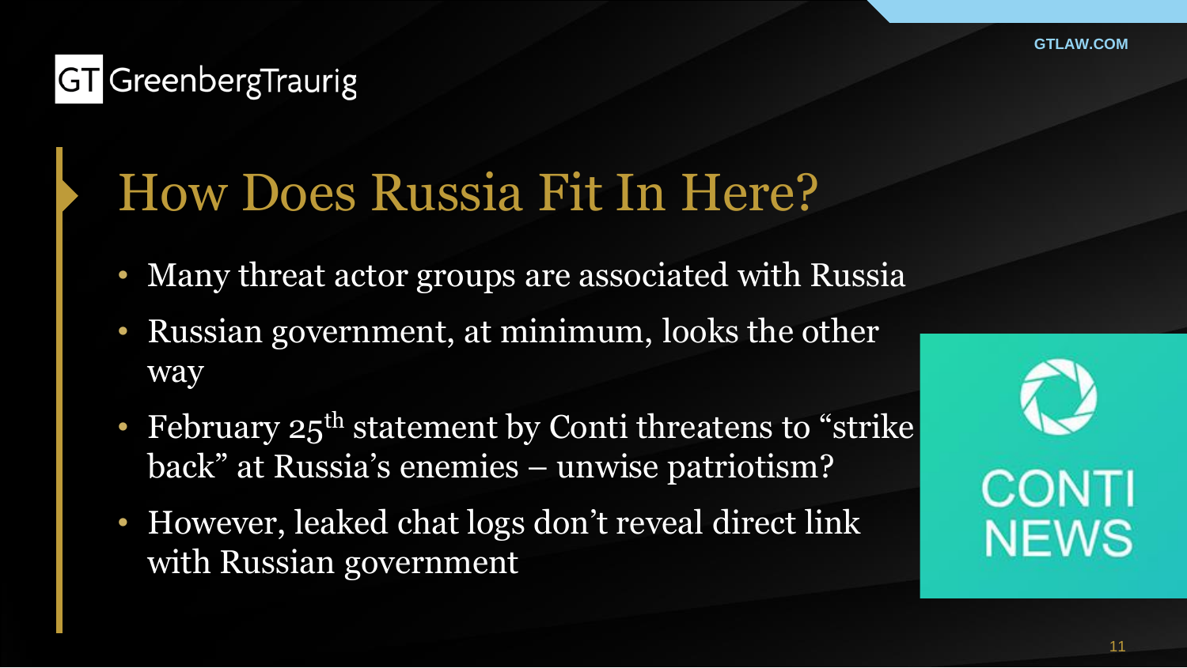# How Does Russia Fit In Here?

- Many threat actor groups are associated with Russia
- Russian government, at minimum, looks the other way
- February 25th statement by Conti threatens to "strike back" at Russia's enemies – unwise patriotism?
- However, leaked chat logs don't reveal direct link with Russian government

CONTI NEWS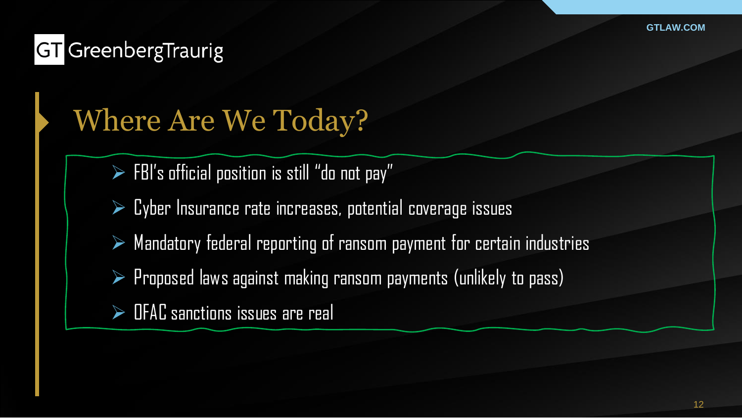## Where Are We Today?

- FBI's official position is still "do not pay"
- Cyber Insurance rate increases, potential coverage issues
- Mandatory federal reporting of ransom payment for certain industries
- Proposed laws against making ransom payments (unlikely to pass)
- OFAC sanctions issues are real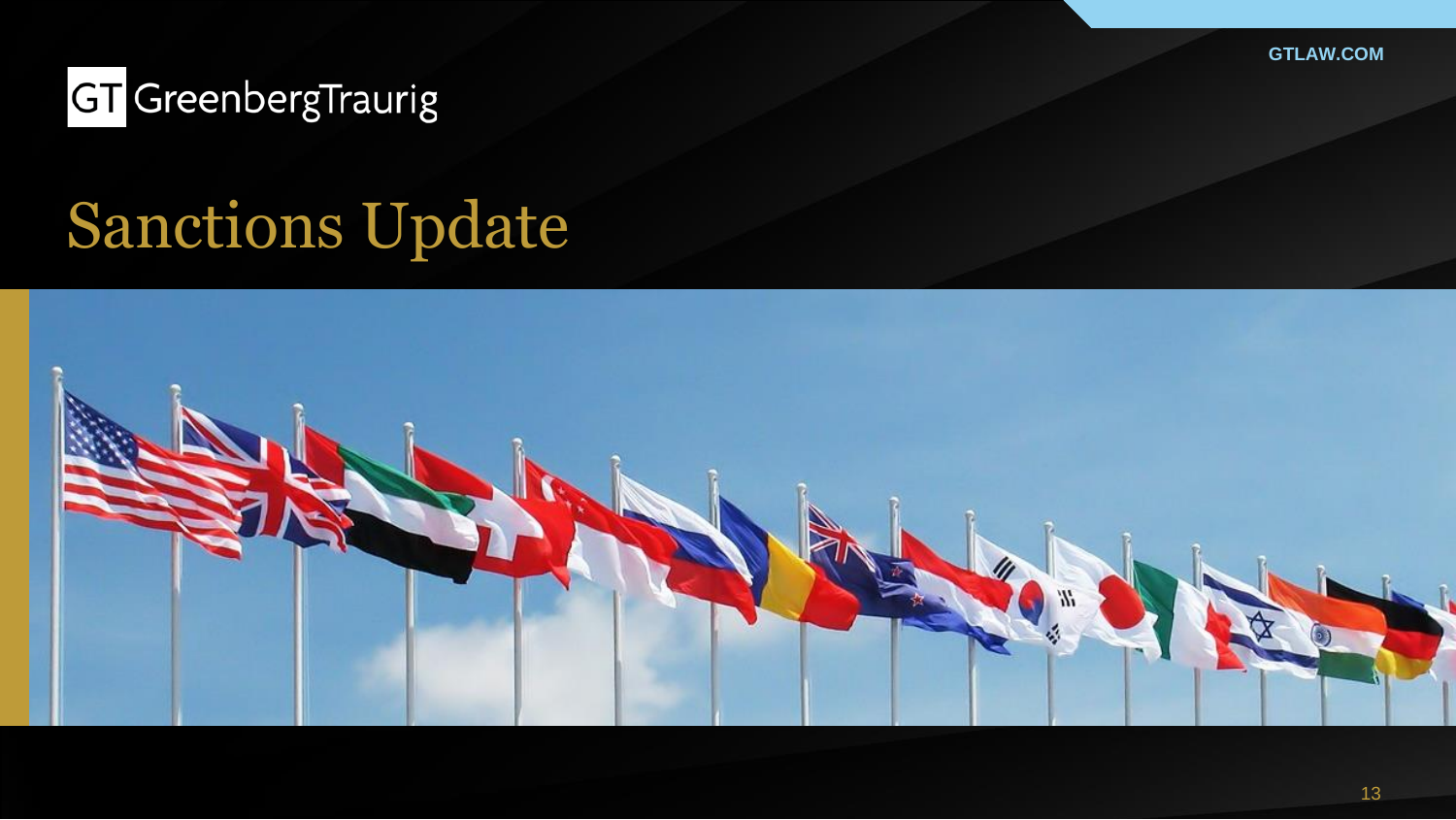# Sanctions Update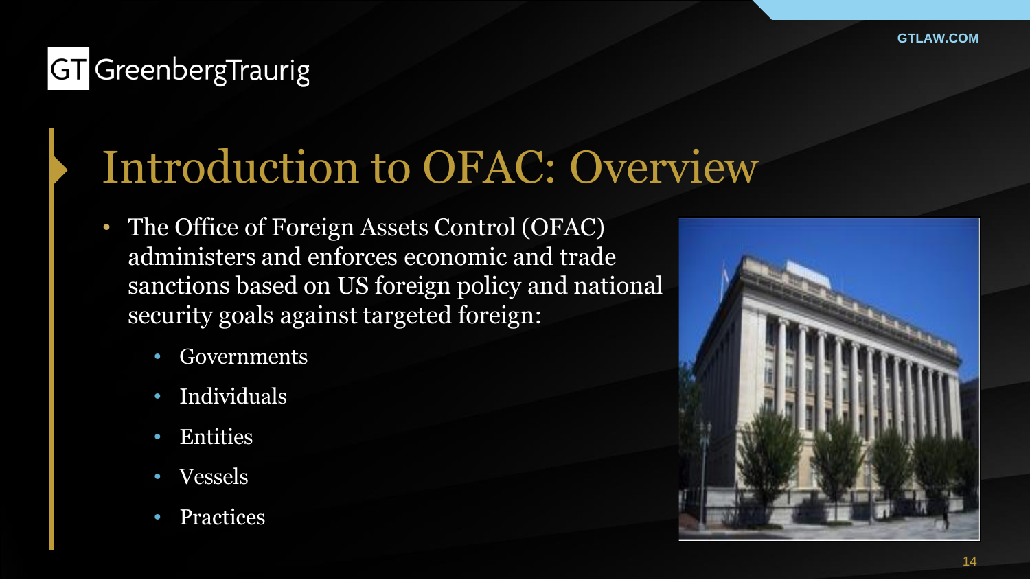# Introduction to OFAC: Overview

- The Office of Foreign Assets Control (OFAC) administers and enforces economic and trade sanctions based on US foreign policy and national security goals against targeted foreign:
  - Governments
  - Individuals
  - Entities
  - Vessels
  - Practices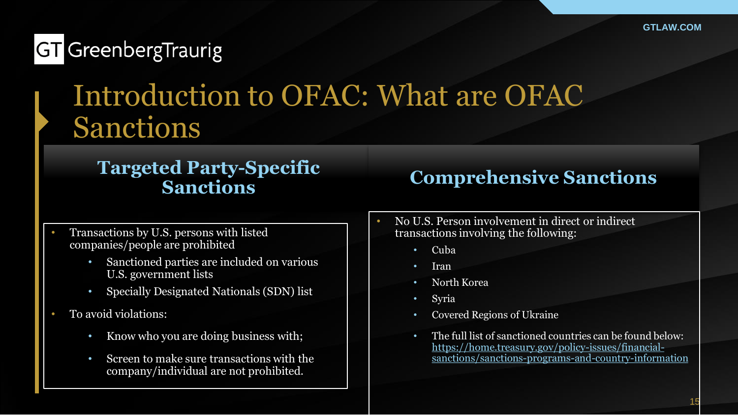# Introduction to OFAC: What are OFAC Sanctions

## Targeted Party-Specific Sanctions

- Transactions by U.S. persons with listed companies/people are prohibited
  - Sanctioned parties are included on various U.S. government lists
  - Specially Designated Nationals (SDN) list
- To avoid violations:
  - Know who you are doing business with;
  - Screen to make sure transactions with the company/individual are not prohibited.

## Comprehensive Sanctions

- No U.S. Person involvement in direct or indirect transactions involving the following:
  - Cuba
  - Iran
  - North Korea
  - Syria
  - Covered Regions of Ukraine
  - The full list of sanctioned countries can be found below: https://home.treasury.gov/policy-issues/financial-sanctions/sanctions-programs-and-country-information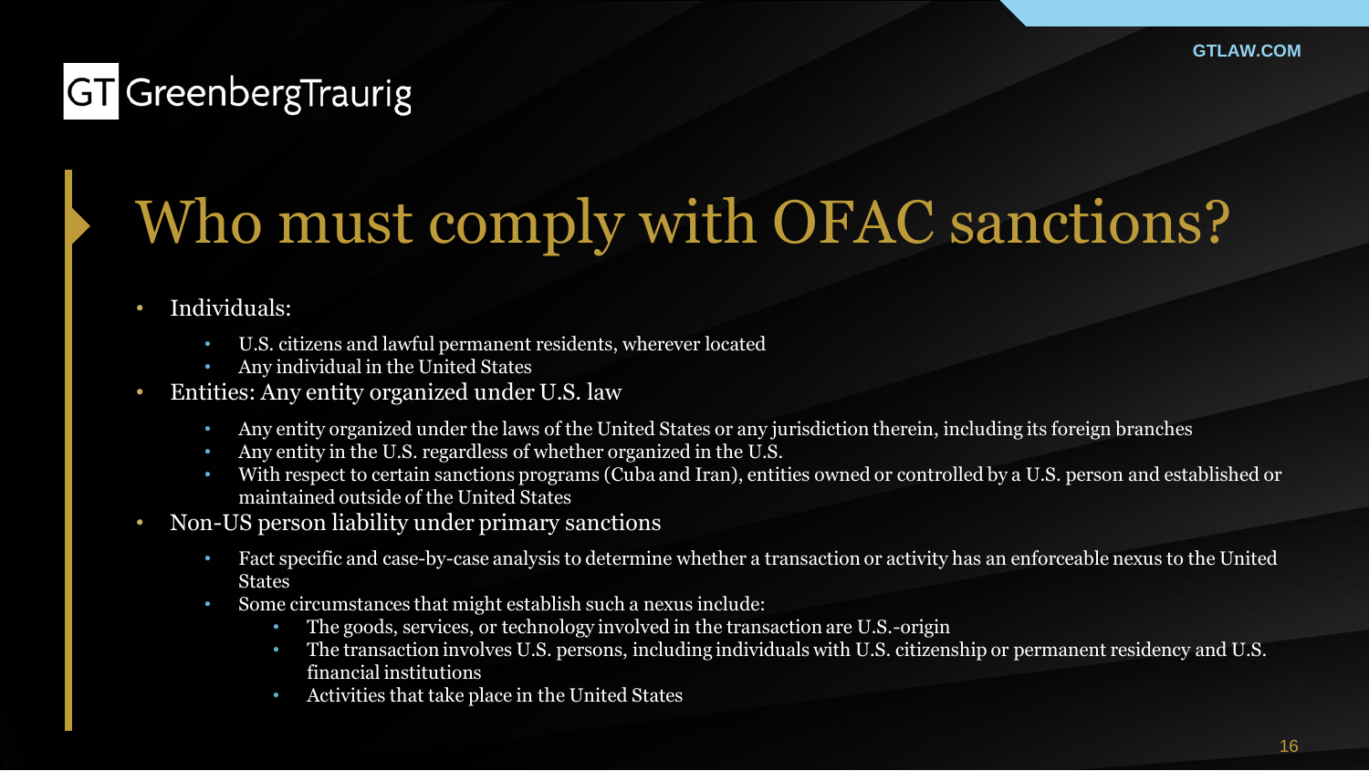# Who must comply with OFAC sanctions?

- Individuals:
  - U.S. citizens and lawful permanent residents, wherever located
  - Any individual in the United States
- Entities: Any entity organized under U.S. law
  - Any entity organized under the laws of the United States or any jurisdiction therein, including its foreign branches
  - Any entity in the U.S. regardless of whether organized in the U.S.
  - With respect to certain sanctions programs (Cuba and Iran), entities owned or controlled by a U.S. person and established or maintained outside of the United States
- Non-US person liability under primary sanctions
  - Fact specific and case-by-case analysis to determine whether a transaction or activity has an enforceable nexus to the United States
  - Some circumstances that might establish such a nexus include:
    - The goods, services, or technology involved in the transaction are U.S.-origin
    - The transaction involves U.S. persons, including individuals with U.S. citizenship or permanent residency and U.S. financial institutions
    - Activities that take place in the United States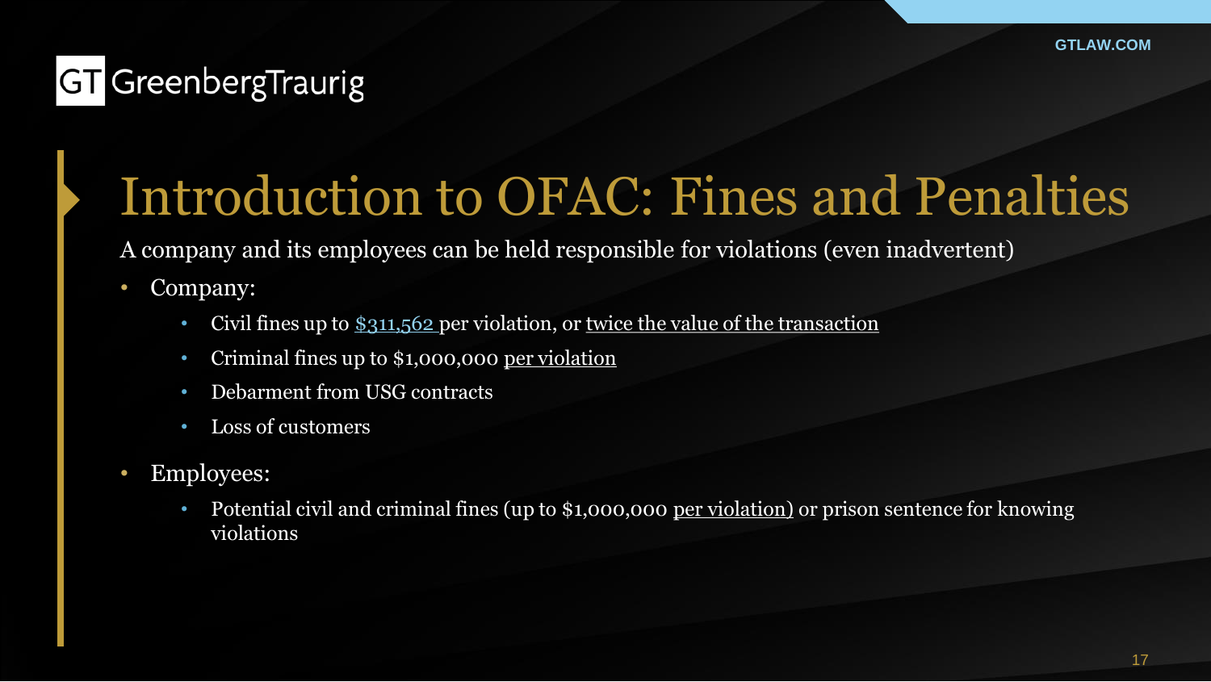# Introduction to OFAC: Fines and Penalties

A company and its employees can be held responsible for violations (even inadvertent)

- Company:
  - Civil fines up to $311,562 per violation, or twice the value of the transaction
  - Criminal fines up to $1,000,000 per violation
  - Debarment from USG contracts
  - Loss of customers
- Employees:
  - Potential civil and criminal fines (up to $1,000,000 per violation) or prison sentence for knowing violations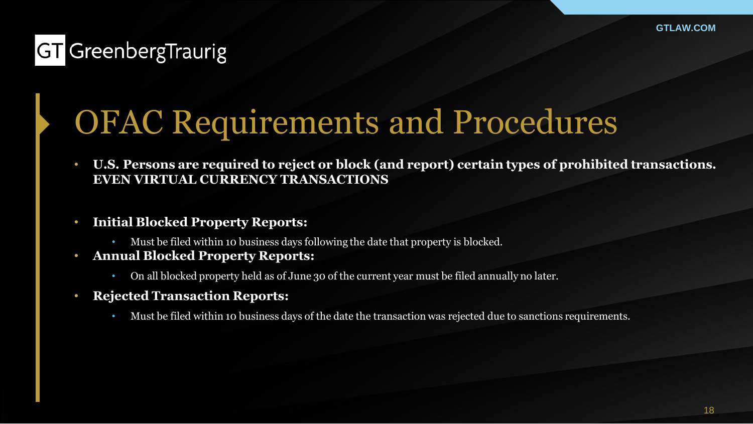# OFAC Requirements and Procedures

- **U.S. Persons are required to reject or block (and report) certain types of prohibited transactions. EVEN VIRTUAL CURRENCY TRANSACTIONS**
- **Initial Blocked Property Reports:**
  - Must be filed within 10 business days following the date that property is blocked.
- **Annual Blocked Property Reports:**
  - On all blocked property held as of June 30 of the current year must be filed annually no later.
- **Rejected Transaction Reports:**
  - Must be filed within 10 business days of the date the transaction was rejected due to sanctions requirements.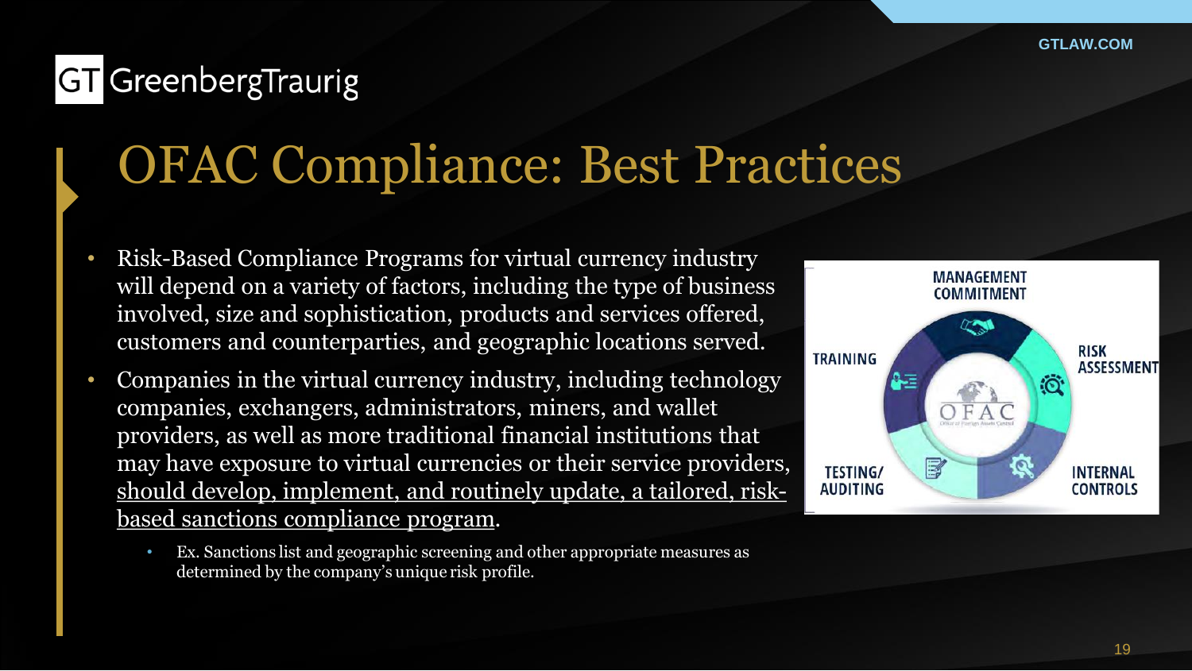# OFAC Compliance: Best Practices

- Risk-Based Compliance Programs for virtual currency industry will depend on a variety of factors, including the type of business involved, size and sophistication, products and services offered, customers and counterparties, and geographic locations served.
- Companies in the virtual currency industry, including technology companies, exchangers, administrators, miners, and wallet providers, as well as more traditional financial institutions that may have exposure to virtual currencies or their service providers, <u>should develop, implement, and routinely update, a tailored, risk-based sanctions compliance program</u>.
  - Ex. Sanctions list and geographic screening and other appropriate measures as determined by the company's unique risk profile.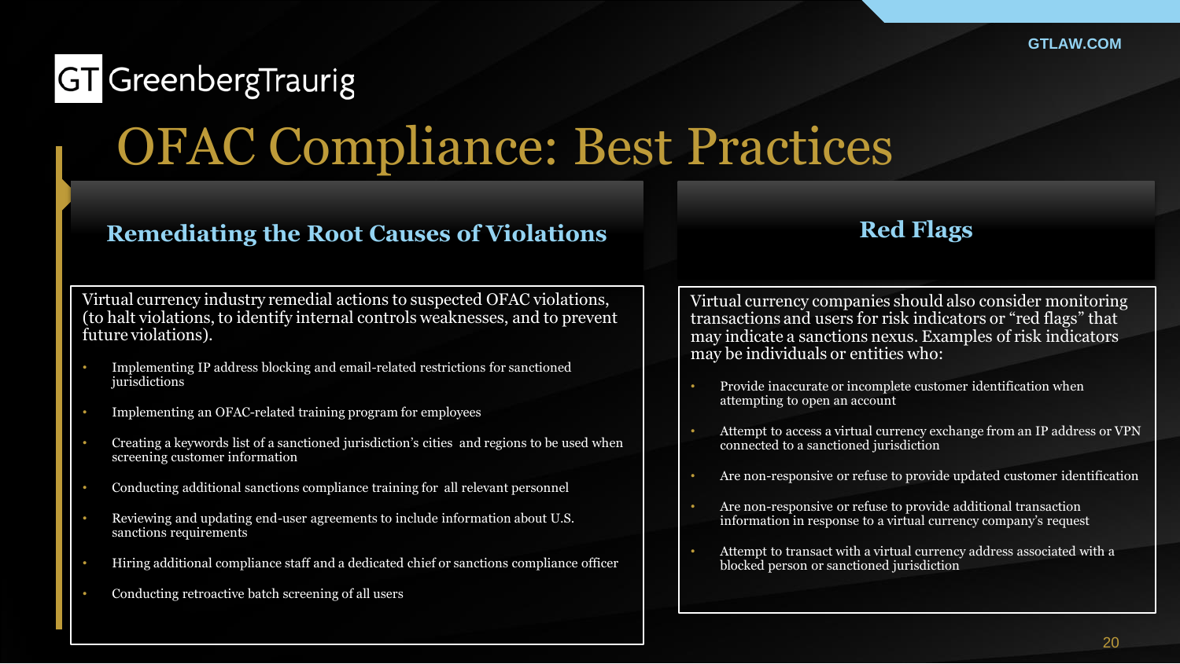# OFAC Compliance: Best Practices

## Remediating the Root Causes of Violations

Virtual currency industry remedial actions to suspected OFAC violations, (to halt violations, to identify internal controls weaknesses, and to prevent future violations).

- Implementing IP address blocking and email-related restrictions for sanctioned jurisdictions
- Implementing an OFAC-related training program for employees
- Creating a keywords list of a sanctioned jurisdiction's cities and regions to be used when screening customer information
- Conducting additional sanctions compliance training for all relevant personnel
- Reviewing and updating end-user agreements to include information about U.S. sanctions requirements
- Hiring additional compliance staff and a dedicated chief or sanctions compliance officer
- Conducting retroactive batch screening of all users

## Red Flags

Virtual currency companies should also consider monitoring transactions and users for risk indicators or "red flags" that may indicate a sanctions nexus. Examples of risk indicators may be individuals or entities who:

- Provide inaccurate or incomplete customer identification when attempting to open an account
- Attempt to access a virtual currency exchange from an IP address or VPN connected to a sanctioned jurisdiction
- Are non-responsive or refuse to provide updated customer identification
- Are non-responsive or refuse to provide additional transaction information in response to a virtual currency company's request
- Attempt to transact with a virtual currency address associated with a blocked person or sanctioned jurisdiction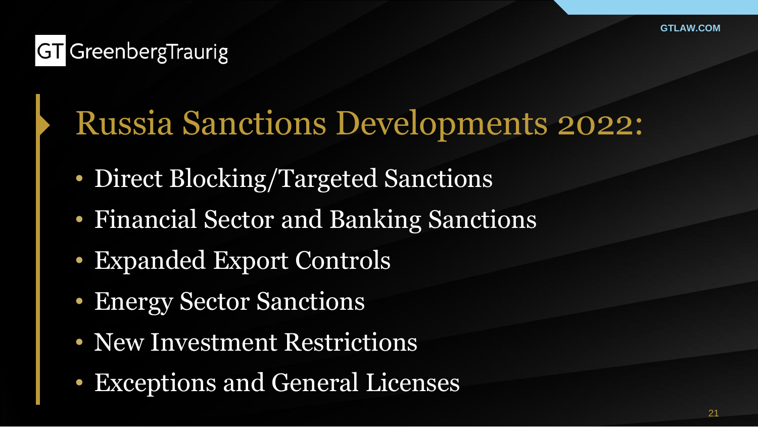# Russia Sanctions Developments 2022:

- Direct Blocking/Targeted Sanctions
- Financial Sector and Banking Sanctions
- Expanded Export Controls
- Energy Sector Sanctions
- New Investment Restrictions
- Exceptions and General Licenses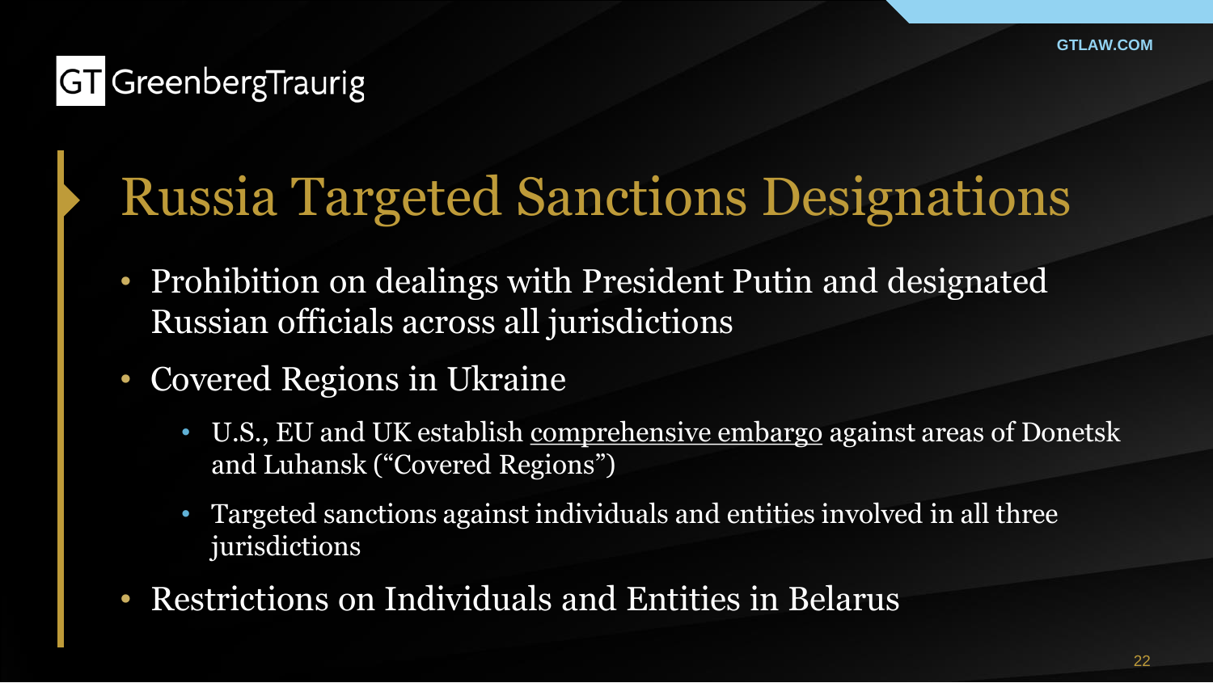# Russia Targeted Sanctions Designations

- Prohibition on dealings with President Putin and designated Russian officials across all jurisdictions
- Covered Regions in Ukraine
  - U.S., EU and UK establish <u>comprehensive embargo</u> against areas of Donetsk and Luhansk ("Covered Regions")
  - Targeted sanctions against individuals and entities involved in all three jurisdictions
- Restrictions on Individuals and Entities in Belarus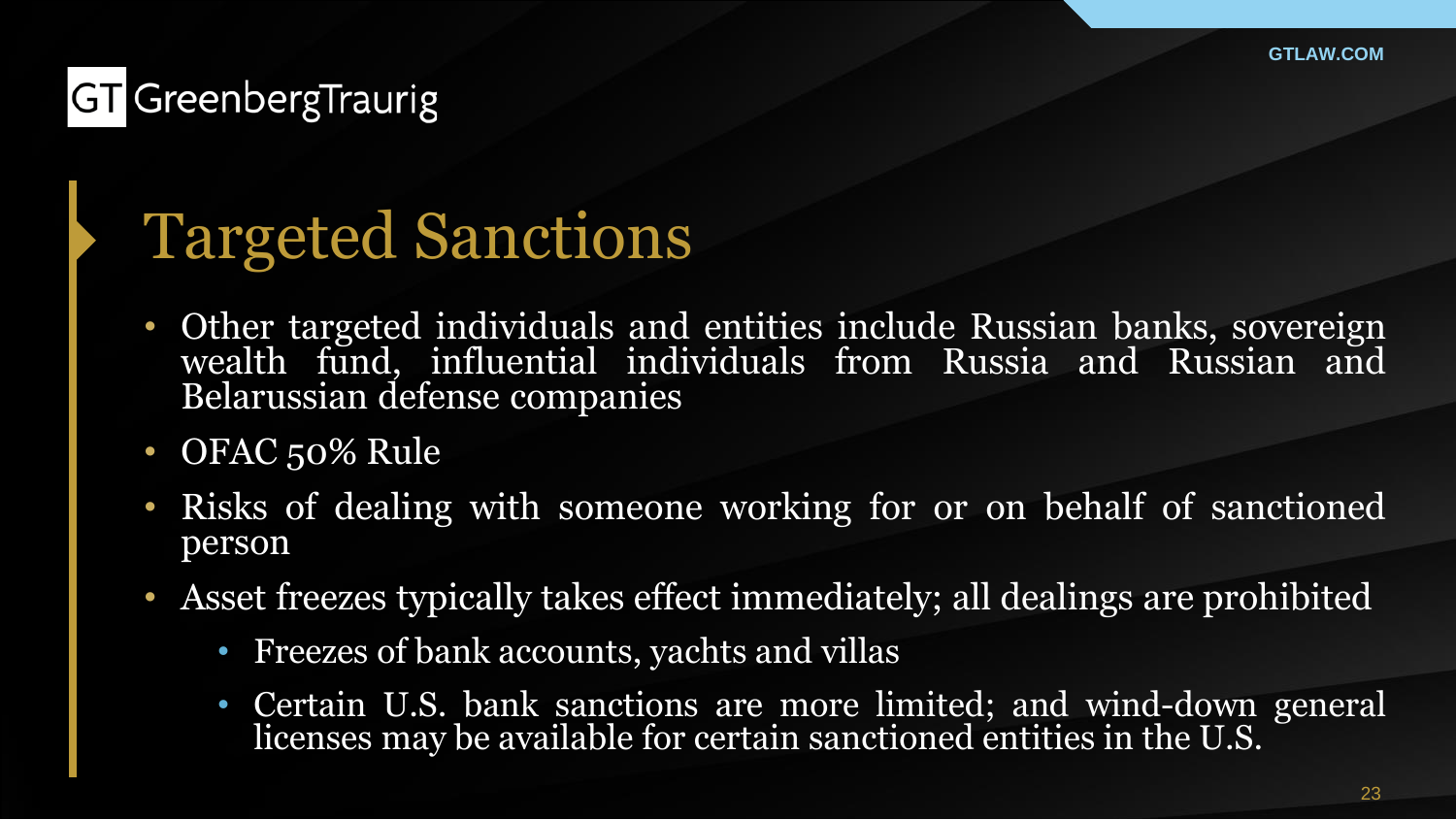# Targeted Sanctions

- Other targeted individuals and entities include Russian banks, sovereign wealth fund, influential individuals from Russia and Russian and Belarussian defense companies
- OFAC 50% Rule
- Risks of dealing with someone working for or on behalf of sanctioned person
- Asset freezes typically takes effect immediately; all dealings are prohibited
  - Freezes of bank accounts, yachts and villas
  - Certain U.S. bank sanctions are more limited; and wind-down general licenses may be available for certain sanctioned entities in the U.S.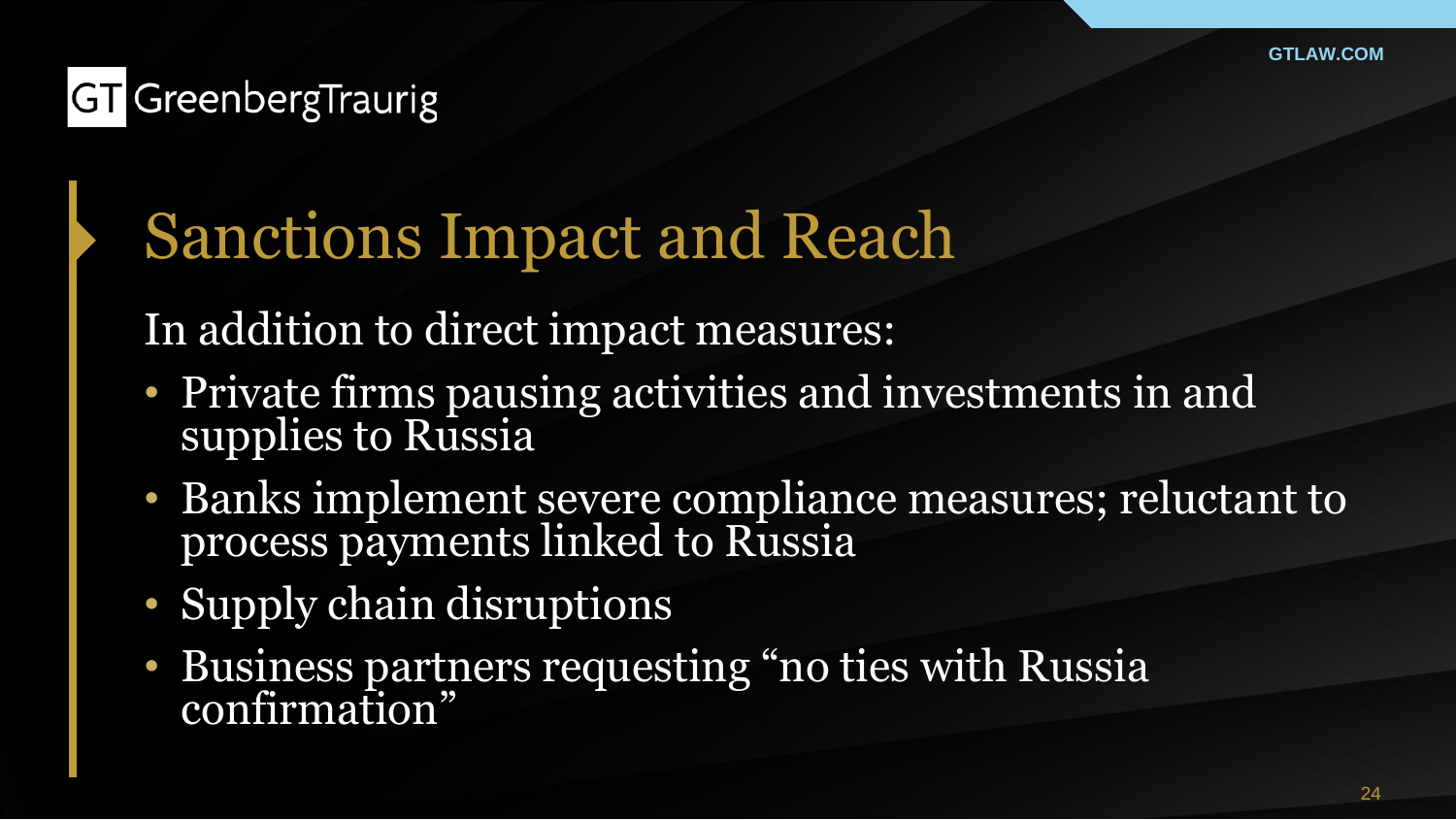## Sanctions Impact and Reach

In addition to direct impact measures:

- Private firms pausing activities and investments in and supplies to Russia
- Banks implement severe compliance measures; reluctant to process payments linked to Russia
- Supply chain disruptions
- Business partners requesting “no ties with Russia confirmation”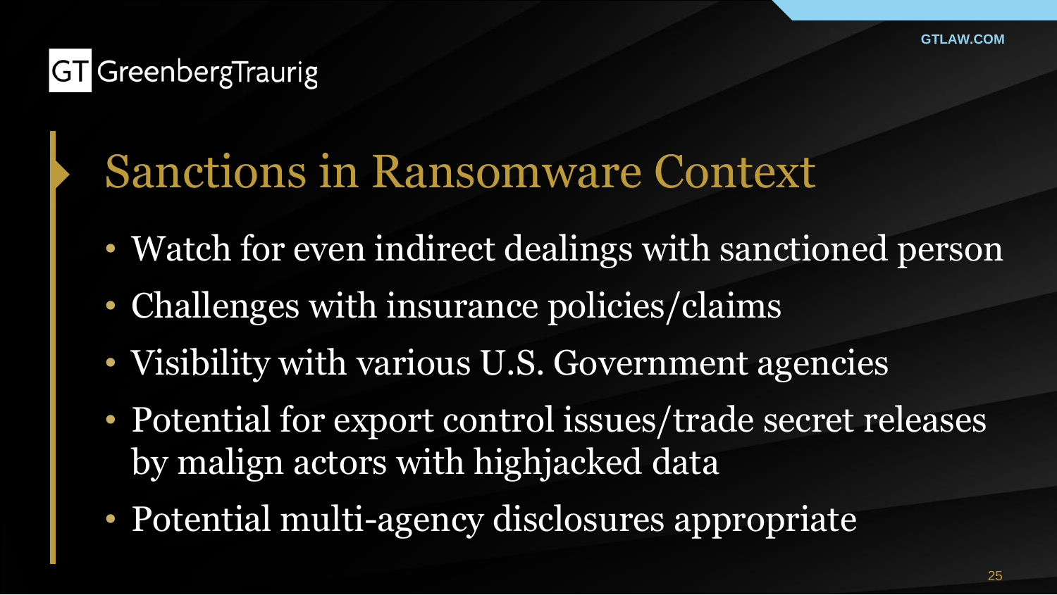# Sanctions in Ransomware Context

- Watch for even indirect dealings with sanctioned person
- Challenges with insurance policies/claims
- Visibility with various U.S. Government agencies
- Potential for export control issues/trade secret releases by malign actors with highjacked data
- Potential multi-agency disclosures appropriate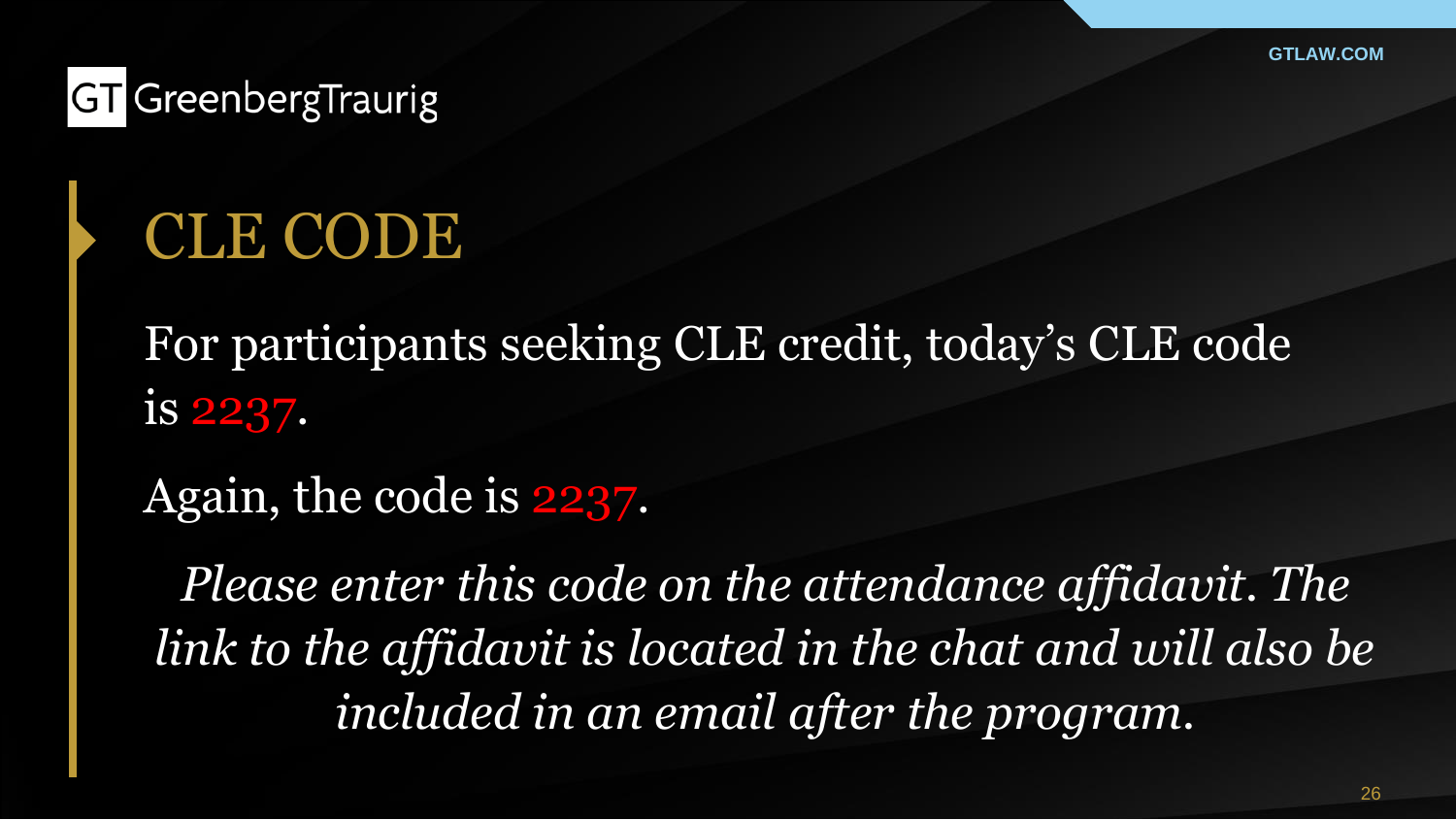# CLE CODE

For participants seeking CLE credit, today's CLE code is 2237.

Again, the code is 2237.

*Please enter this code on the attendance affidavit. The link to the affidavit is located in the chat and will also be included in an email after the program.*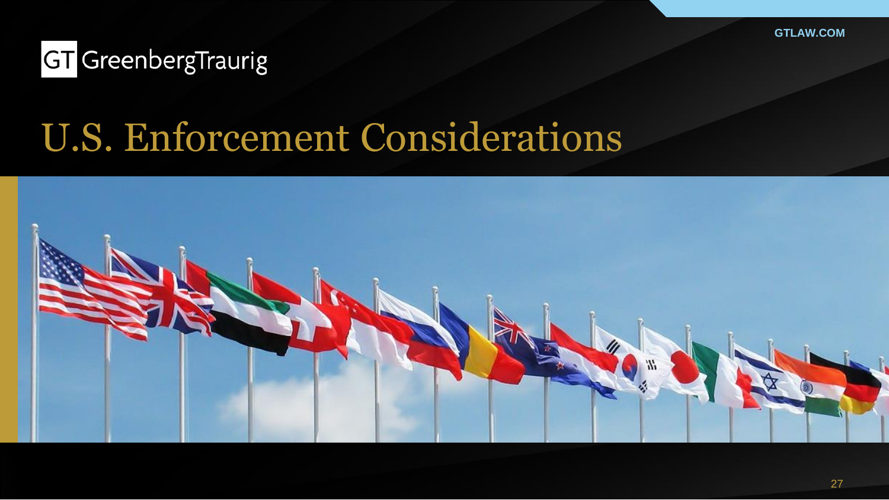# U.S. Enforcement Considerations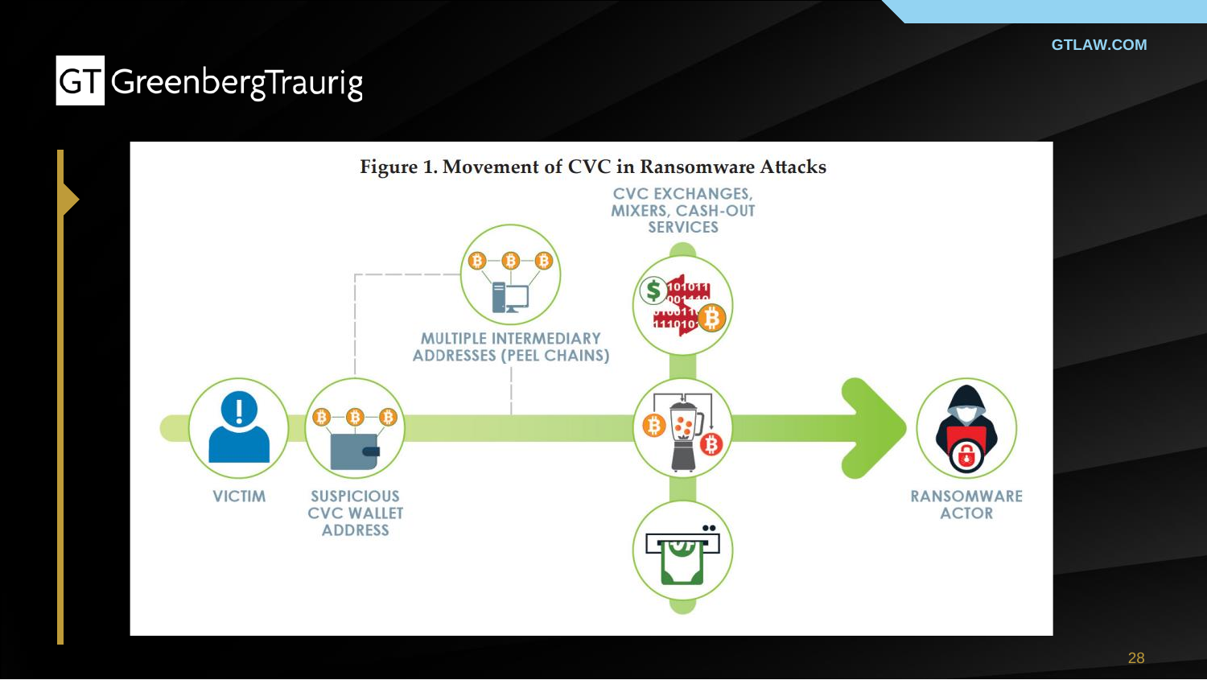Figure 1. Movement of CVC in Ransomware Attacks

CVC EXCHANGES, MIXERS, CASH-OUT SERVICES

MULTIPLE INTERMEDIARY ADDRESSES (PEEL CHAINS)

VICTIM

SUSPICIOUS CVC WALLET ADDRESS

RANSOMWARE ACTOR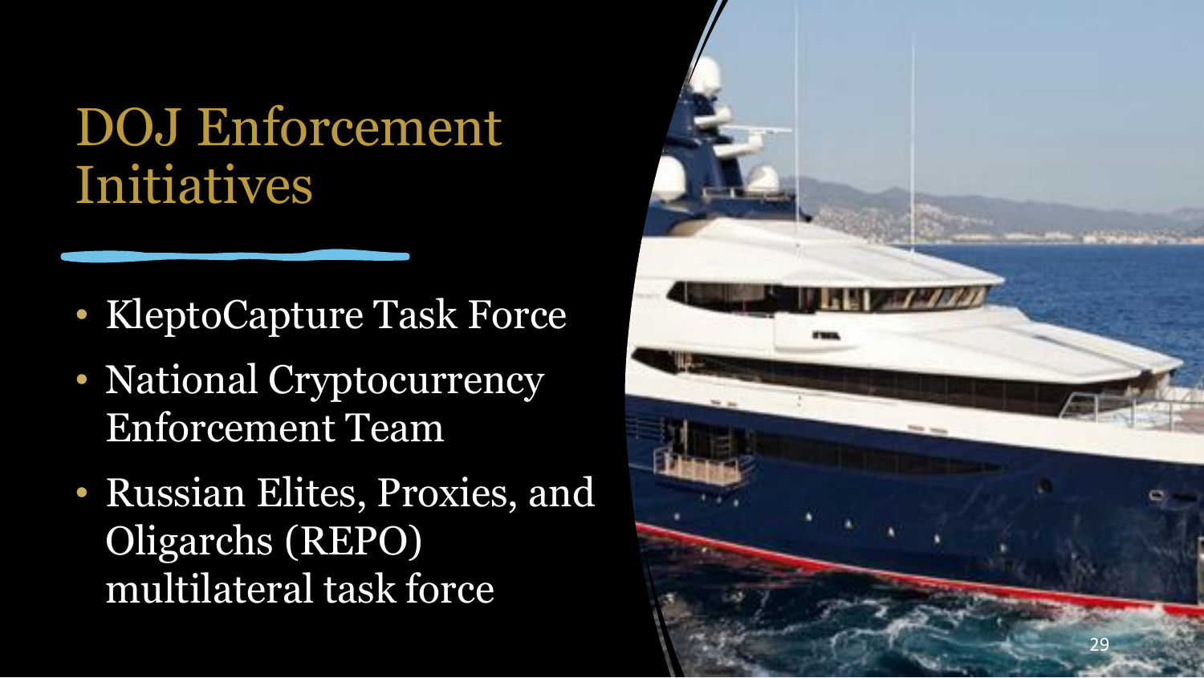# DOJ Enforcement Initiatives

- KleptoCapture Task Force
- National Cryptocurrency Enforcement Team
- Russian Elites, Proxies, and Oligarchs (REPO) multilateral task force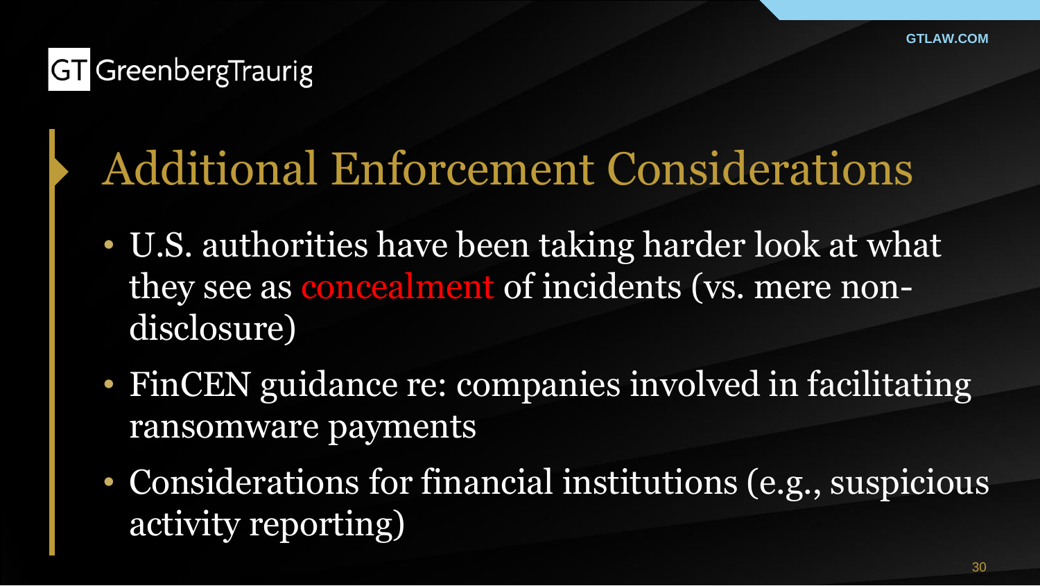# Additional Enforcement Considerations

- U.S. authorities have been taking harder look at what they see as concealment of incidents (vs. mere non-disclosure)
- FinCEN guidance re: companies involved in facilitating ransomware payments
- Considerations for financial institutions (e.g., suspicious activity reporting)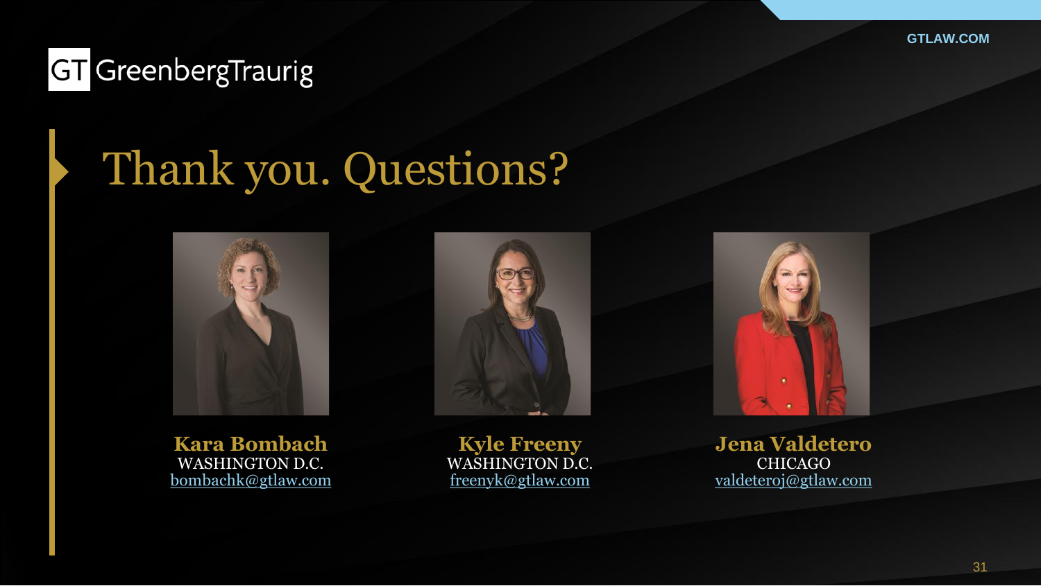# Thank you. Questions?

**Kara Bombach**
WASHINGTON D.C.
bombachk@gtlaw.com

**Kyle Freeny**
WASHINGTON D.C.
freenyk@gtlaw.com

**Jena Valdetero**
CHICAGO
valdeteroj@gtlaw.com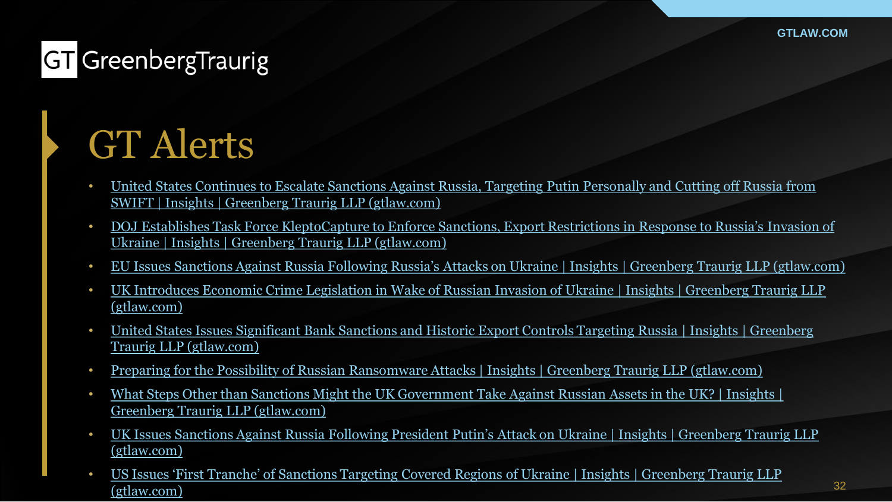# GT Alerts

- United States Continues to Escalate Sanctions Against Russia, Targeting Putin Personally and Cutting off Russia from SWIFT | Insights | Greenberg Traurig LLP (gtlaw.com)
- DOJ Establishes Task Force KleptoCapture to Enforce Sanctions, Export Restrictions in Response to Russia's Invasion of Ukraine | Insights | Greenberg Traurig LLP (gtlaw.com)
- EU Issues Sanctions Against Russia Following Russia's Attacks on Ukraine | Insights | Greenberg Traurig LLP (gtlaw.com)
- UK Introduces Economic Crime Legislation in Wake of Russian Invasion of Ukraine | Insights | Greenberg Traurig LLP (gtlaw.com)
- United States Issues Significant Bank Sanctions and Historic Export Controls Targeting Russia | Insights | Greenberg Traurig LLP (gtlaw.com)
- Preparing for the Possibility of Russian Ransomware Attacks | Insights | Greenberg Traurig LLP (gtlaw.com)
- What Steps Other than Sanctions Might the UK Government Take Against Russian Assets in the UK? | Insights | Greenberg Traurig LLP (gtlaw.com)
- UK Issues Sanctions Against Russia Following President Putin's Attack on Ukraine | Insights | Greenberg Traurig LLP (gtlaw.com)
- US Issues 'First Tranche' of Sanctions Targeting Covered Regions of Ukraine | Insights | Greenberg Traurig LLP (gtlaw.com)